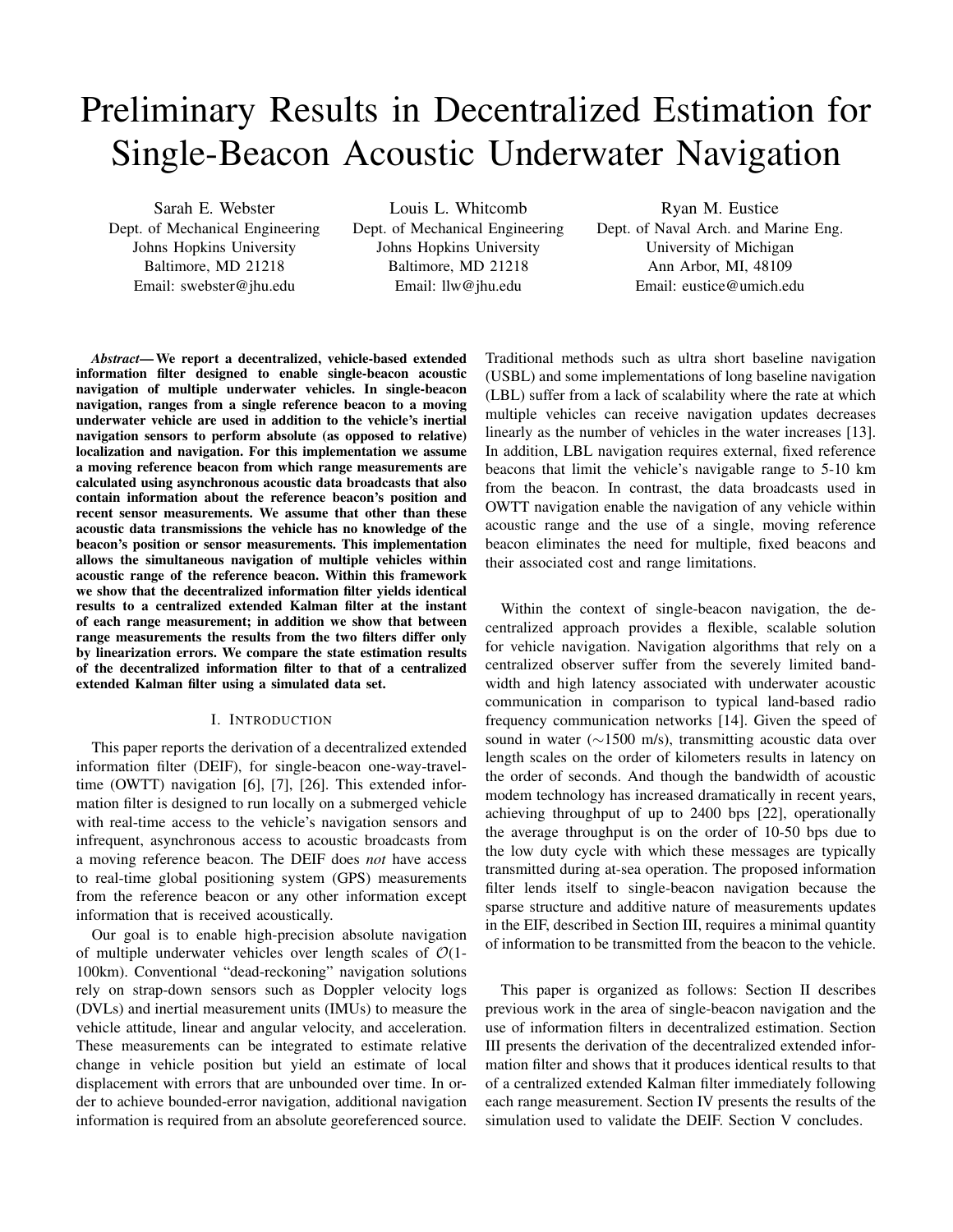# Preliminary Results in Decentralized Estimation for Single-Beacon Acoustic Underwater Navigation

Sarah E. Webster
Dept. of Mechanical Engineering
Johns Hopkins University
Baltimore, MD 21218
Email: swebster@jhu.edu

Louis L. Whitcomb
Dept. of Mechanical Engineering
Johns Hopkins University
Baltimore, MD 21218
Email: llw@jhu.edu

Ryan M. Eustice
Dept. of Naval Arch. and Marine Eng.
University of Michigan
Ann Arbor, MI, 48109
Email: eustice@umich.edu

***Abstract*— We report a decentralized, vehicle-based extended information filter designed to enable single-beacon acoustic navigation of multiple underwater vehicles. In single-beacon navigation, ranges from a single reference beacon to a moving underwater vehicle are used in addition to the vehicle's inertial navigation sensors to perform absolute (as opposed to relative) localization and navigation. For this implementation we assume a moving reference beacon from which range measurements are calculated using asynchronous acoustic data broadcasts that also contain information about the reference beacon's position and recent sensor measurements. We assume that other than these acoustic data transmissions the vehicle has no knowledge of the beacon's position or sensor measurements. This implementation allows the simultaneous navigation of multiple vehicles within acoustic range of the reference beacon. Within this framework we show that the decentralized information filter yields identical results to a centralized extended Kalman filter at the instant of each range measurement; in addition we show that between range measurements the results from the two filters differ only by linearization errors. We compare the state estimation results of the decentralized information filter to that of a centralized extended Kalman filter using a simulated data set.**

## I. Introduction

This paper reports the derivation of a decentralized extended information filter (DEIF), for single-beacon one-way-travel-time (OWTT) navigation [6], [7], [26]. This extended information filter is designed to run locally on a submerged vehicle with real-time access to the vehicle's navigation sensors and infrequent, asynchronous access to acoustic broadcasts from a moving reference beacon. The DEIF does *not* have access to real-time global positioning system (GPS) measurements from the reference beacon or any other information except information that is received acoustically.

Our goal is to enable high-precision absolute navigation of multiple underwater vehicles over length scales of $\mathcal{O}$(1-100km). Conventional "dead-reckoning" navigation solutions rely on strap-down sensors such as Doppler velocity logs (DVLs) and inertial measurement units (IMUs) to measure the vehicle attitude, linear and angular velocity, and acceleration. These measurements can be integrated to estimate relative change in vehicle position but yield an estimate of local displacement with errors that are unbounded over time. In order to achieve bounded-error navigation, additional navigation information is required from an absolute georeferenced source. Traditional methods such as ultra short baseline navigation (USBL) and some implementations of long baseline navigation (LBL) suffer from a lack of scalability where the rate at which multiple vehicles can receive navigation updates decreases linearly as the number of vehicles in the water increases [13]. In addition, LBL navigation requires external, fixed reference beacons that limit the vehicle's navigable range to 5-10 km from the beacon. In contrast, the data broadcasts used in OWTT navigation enable the navigation of any vehicle within acoustic range and the use of a single, moving reference beacon eliminates the need for multiple, fixed beacons and their associated cost and range limitations.

Within the context of single-beacon navigation, the decentralized approach provides a flexible, scalable solution for vehicle navigation. Navigation algorithms that rely on a centralized observer suffer from the severely limited bandwidth and high latency associated with underwater acoustic communication in comparison to typical land-based radio frequency communication networks [14]. Given the speed of sound in water ($\sim$1500 m/s), transmitting acoustic data over length scales on the order of kilometers results in latency on the order of seconds. And though the bandwidth of acoustic modem technology has increased dramatically in recent years, achieving throughput of up to 2400 bps [22], operationally the average throughput is on the order of 10-50 bps due to the low duty cycle with which these messages are typically transmitted during at-sea operation. The proposed information filter lends itself to single-beacon navigation because the sparse structure and additive nature of measurements updates in the EIF, described in Section III, requires a minimal quantity of information to be transmitted from the beacon to the vehicle.

This paper is organized as follows: Section II describes previous work in the area of single-beacon navigation and the use of information filters in decentralized estimation. Section III presents the derivation of the decentralized extended information filter and shows that it produces identical results to that of a centralized extended Kalman filter immediately following each range measurement. Section IV presents the results of the simulation used to validate the DEIF. Section V concludes.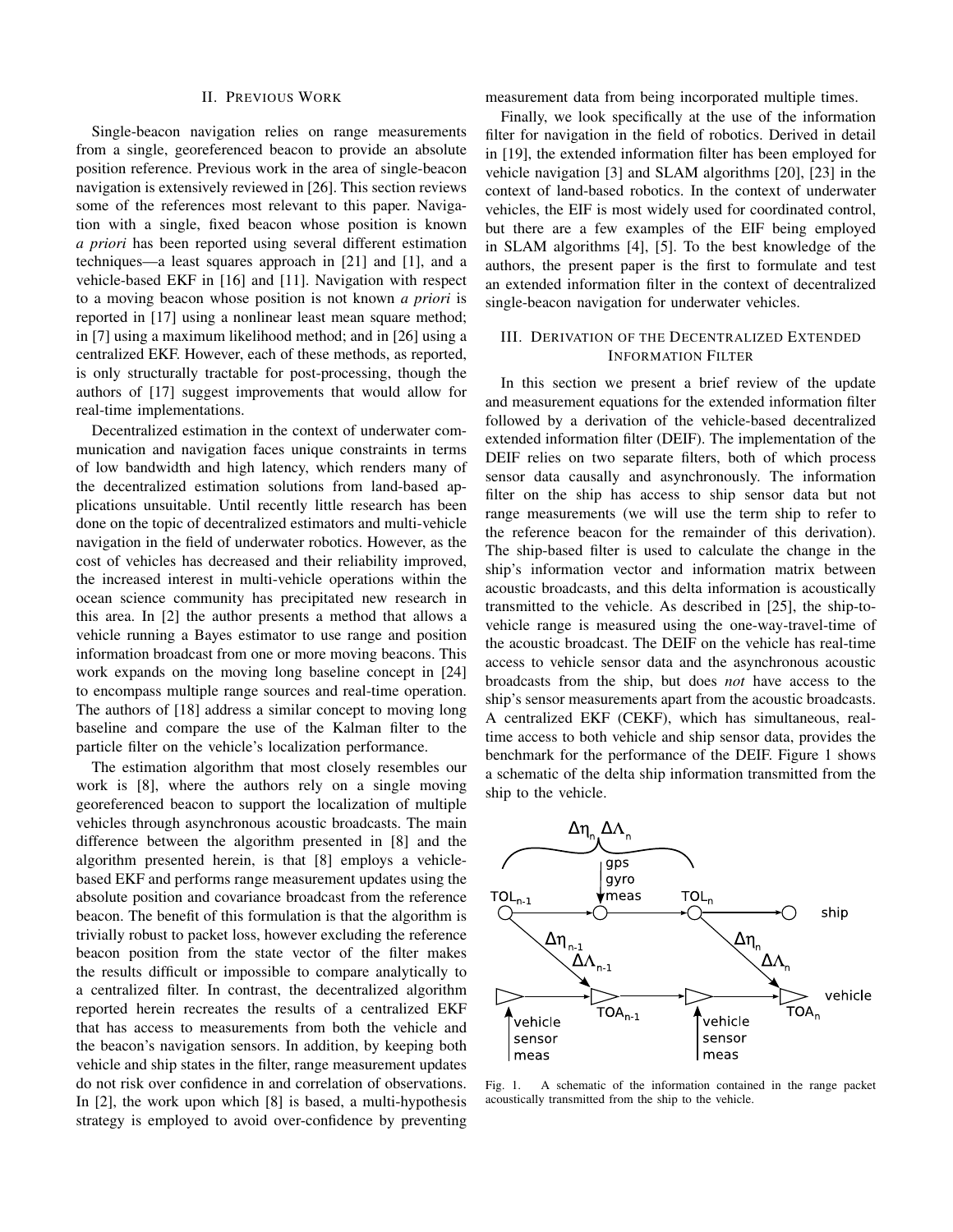## II. Previous Work

Single-beacon navigation relies on range measurements from a single, georeferenced beacon to provide an absolute position reference. Previous work in the area of single-beacon navigation is extensively reviewed in [26]. This section reviews some of the references most relevant to this paper. Navigation with a single, fixed beacon whose position is known *a priori* has been reported using several different estimation techniques—a least squares approach in [21] and [1], and a vehicle-based EKF in [16] and [11]. Navigation with respect to a moving beacon whose position is not known *a priori* is reported in [17] using a nonlinear least mean square method; in [7] using a maximum likelihood method; and in [26] using a centralized EKF. However, each of these methods, as reported, is only structurally tractable for post-processing, though the authors of [17] suggest improvements that would allow for real-time implementations.

Decentralized estimation in the context of underwater communication and navigation faces unique constraints in terms of low bandwidth and high latency, which renders many of the decentralized estimation solutions from land-based applications unsuitable. Until recently little research has been done on the topic of decentralized estimators and multi-vehicle navigation in the field of underwater robotics. However, as the cost of vehicles has decreased and their reliability improved, the increased interest in multi-vehicle operations within the ocean science community has precipitated new research in this area. In [2] the author presents a method that allows a vehicle running a Bayes estimator to use range and position information broadcast from one or more moving beacons. This work expands on the moving long baseline concept in [24] to encompass multiple range sources and real-time operation. The authors of [18] address a similar concept to moving long baseline and compare the use of the Kalman filter to the particle filter on the vehicle's localization performance.

The estimation algorithm that most closely resembles our work is [8], where the authors rely on a single moving georeferenced beacon to support the localization of multiple vehicles through asynchronous acoustic broadcasts. The main difference between the algorithm presented in [8] and the algorithm presented herein, is that [8] employs a vehicle-based EKF and performs range measurement updates using the absolute position and covariance broadcast from the reference beacon. The benefit of this formulation is that the algorithm is trivially robust to packet loss, however excluding the reference beacon position from the state vector of the filter makes the results difficult or impossible to compare analytically to a centralized filter. In contrast, the decentralized algorithm reported herein recreates the results of a centralized EKF that has access to measurements from both the vehicle and the beacon's navigation sensors. In addition, by keeping both vehicle and ship states in the filter, range measurement updates do not risk over confidence in and correlation of observations. In [2], the work upon which [8] is based, a multi-hypothesis strategy is employed to avoid over-confidence by preventing measurement data from being incorporated multiple times.

Finally, we look specifically at the use of the information filter for navigation in the field of robotics. Derived in detail in [19], the extended information filter has been employed for vehicle navigation [3] and SLAM algorithms [20], [23] in the context of land-based robotics. In the context of underwater vehicles, the EIF is most widely used for coordinated control, but there are a few examples of the EIF being employed in SLAM algorithms [4], [5]. To the best knowledge of the authors, the present paper is the first to formulate and test an extended information filter in the context of decentralized single-beacon navigation for underwater vehicles.

## III. Derivation of the Decentralized Extended Information Filter

In this section we present a brief review of the update and measurement equations for the extended information filter followed by a derivation of the vehicle-based decentralized extended information filter (DEIF). The implementation of the DEIF relies on two separate filters, both of which process sensor data causally and asynchronously. The information filter on the ship has access to ship sensor data but not range measurements (we will use the term ship to refer to the reference beacon for the remainder of this derivation). The ship-based filter is used to calculate the change in the ship's information vector and information matrix between acoustic broadcasts, and this delta information is acoustically transmitted to the vehicle. As described in [25], the ship-to-vehicle range is measured using the one-way-travel-time of the acoustic broadcast. The DEIF on the vehicle has real-time access to vehicle sensor data and the asynchronous acoustic broadcasts from the ship, but does *not* have access to the ship's sensor measurements apart from the acoustic broadcasts. A centralized EKF (CEKF), which has simultaneous, real-time access to both vehicle and ship sensor data, provides the benchmark for the performance of the DEIF. Figure 1 shows a schematic of the delta ship information transmitted from the ship to the vehicle.

$\Delta\eta_n$ $\Delta\Lambda_n$

gps
gyro
meas

$TOL_{n-1}$

$TOL_n$

ship

$\Delta\eta_{n-1}$
$\Delta\Lambda_{n-1}$

$\Delta\eta_n$
$\Delta\Lambda_n$

vehicle

$TOA_{n-1}$

$TOA_n$

vehicle
sensor
meas

vehicle
sensor
meas

Fig. 1. A schematic of the information contained in the range packet acoustically transmitted from the ship to the vehicle.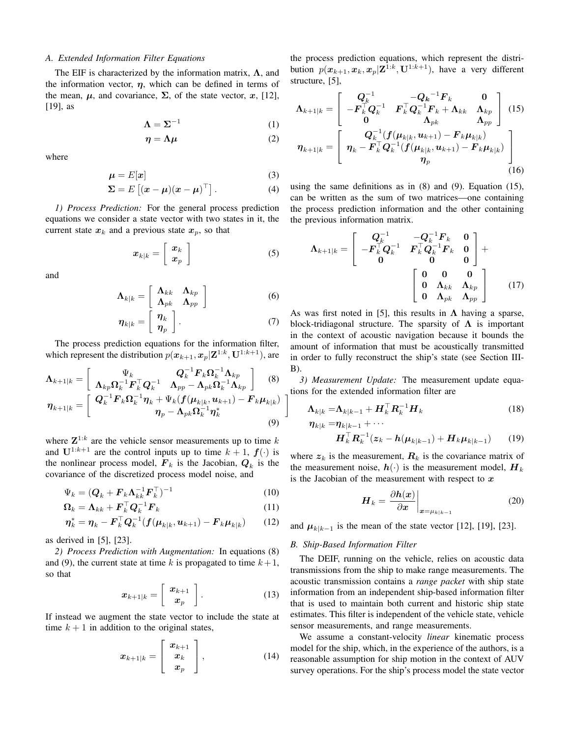### A. Extended Information Filter Equations

The EIF is characterized by the information matrix, $\boldsymbol{\Lambda}$, and the information vector, $\boldsymbol{\eta}$, which can be defined in terms of the mean, $\boldsymbol{\mu}$, and covariance, $\boldsymbol{\Sigma}$, of the state vector, $\boldsymbol{x}$, [12], [19], as

$$\boldsymbol{\Lambda} = \boldsymbol{\Sigma}^{-1} \tag{1}$$

$$\boldsymbol{\eta} = \boldsymbol{\Lambda}\boldsymbol{\mu} \tag{2}$$

where

$$\boldsymbol{\mu} = E[\boldsymbol{x}] \tag{3}$$

$$\boldsymbol{\Sigma} = E\left[(\boldsymbol{x}-\boldsymbol{\mu})(\boldsymbol{x}-\boldsymbol{\mu})^\top\right]. \tag{4}$$

*1) Process Prediction:* For the general process prediction equations we consider a state vector with two states in it, the current state $\boldsymbol{x}_k$ and a previous state $\boldsymbol{x}_p$, so that

$$\boldsymbol{x}_{k|k} = \begin{bmatrix} \boldsymbol{x}_k \\ \boldsymbol{x}_p \end{bmatrix} \tag{5}$$

and

$$\boldsymbol{\Lambda}_{k|k} = \begin{bmatrix} \boldsymbol{\Lambda}_{kk} & \boldsymbol{\Lambda}_{kp} \\ \boldsymbol{\Lambda}_{pk} & \boldsymbol{\Lambda}_{pp} \end{bmatrix} \tag{6}$$

$$\boldsymbol{\eta}_{k|k} = \begin{bmatrix} \boldsymbol{\eta}_k \\ \boldsymbol{\eta}_p \end{bmatrix}. \tag{7}$$

The process prediction equations for the information filter, which represent the distribution $p(\boldsymbol{x}_{k+1}, \boldsymbol{x}_p | \mathbf{Z}^{1:k}, \mathbf{U}^{1:k+1})$, are

$$\boldsymbol{\Lambda}_{k+1|k} = \begin{bmatrix} \Psi_k & \boldsymbol{Q}_k^{-1}\boldsymbol{F}_k\boldsymbol{\Omega}_k^{-1}\boldsymbol{\Lambda}_{kp} \\ \boldsymbol{\Lambda}_{kp}\boldsymbol{\Omega}_k^{-1}\boldsymbol{F}_k^\top\boldsymbol{Q}_k^{-1} & \boldsymbol{\Lambda}_{pp} - \boldsymbol{\Lambda}_{pk}\boldsymbol{\Omega}_k^{-1}\boldsymbol{\Lambda}_{kp} \end{bmatrix} \tag{8}$$

$$\boldsymbol{\eta}_{k+1|k} = \begin{bmatrix} \boldsymbol{Q}_k^{-1}\boldsymbol{F}_k\boldsymbol{\Omega}_k^{-1}\boldsymbol{\eta}_k + \Psi_k(\boldsymbol{f}(\boldsymbol{\mu}_{k|k}, \boldsymbol{u}_{k+1}) - \boldsymbol{F}_k\boldsymbol{\mu}_{k|k}) \\ \boldsymbol{\eta}_p - \boldsymbol{\Lambda}_{pk}\boldsymbol{\Omega}_k^{-1}\boldsymbol{\eta}_k^* \end{bmatrix} \tag{9}$$

where $\mathbf{Z}^{1:k}$ are the vehicle sensor measurements up to time $k$ and $\mathbf{U}^{1:k+1}$ are the control inputs up to time $k+1$, $\boldsymbol{f}(\cdot)$ is the nonlinear process model, $\boldsymbol{F}_k$ is the Jacobian, $\boldsymbol{Q}_k$ is the covariance of the discretized process model noise, and

$$\Psi_k = (\boldsymbol{Q}_k + \boldsymbol{F}_k\boldsymbol{\Lambda}_{kk}^{-1}\boldsymbol{F}_k^\top)^{-1} \tag{10}$$

$$\boldsymbol{\Omega}_k = \boldsymbol{\Lambda}_{kk} + \boldsymbol{F}_k^\top\boldsymbol{Q}_k^{-1}\boldsymbol{F}_k \tag{11}$$

$$\boldsymbol{\eta}_k^* = \boldsymbol{\eta}_k - \boldsymbol{F}_k^\top\boldsymbol{Q}_k^{-1}(\boldsymbol{f}(\boldsymbol{\mu}_{k|k}, \boldsymbol{u}_{k+1}) - \boldsymbol{F}_k\boldsymbol{\mu}_{k|k}) \tag{12}$$

as derived in [5], [23].

*2) Process Prediction with Augmentation:* In equations (8) and (9), the current state at time $k$ is propagated to time $k+1$, so that

$$\boldsymbol{x}_{k+1|k} = \begin{bmatrix} \boldsymbol{x}_{k+1} \\ \boldsymbol{x}_p \end{bmatrix}. \tag{13}$$

If instead we augment the state vector to include the state at time $k+1$ in addition to the original states,

$$\boldsymbol{x}_{k+1|k} = \begin{bmatrix} \boldsymbol{x}_{k+1} \\ \boldsymbol{x}_k \\ \boldsymbol{x}_p \end{bmatrix}, \tag{14}$$

the process prediction equations, which represent the distribution $p(\boldsymbol{x}_{k+1}, \boldsymbol{x}_k, \boldsymbol{x}_p | \mathbf{Z}^{1:k}, \mathbf{U}^{1:k+1})$, have a very different structure, [5],

$$\boldsymbol{\Lambda}_{k+1|k} = \begin{bmatrix} \boldsymbol{Q}_k^{-1} & -\boldsymbol{Q}_k^{-1}\boldsymbol{F}_k & \mathbf{0} \\ -\boldsymbol{F}_k^\top\boldsymbol{Q}_k^{-1} & \boldsymbol{F}_k^\top\boldsymbol{Q}_k^{-1}\boldsymbol{F}_k + \boldsymbol{\Lambda}_{kk} & \boldsymbol{\Lambda}_{kp} \\ \mathbf{0} & \boldsymbol{\Lambda}_{pk} & \boldsymbol{\Lambda}_{pp} \end{bmatrix} \tag{15}$$

$$\boldsymbol{\eta}_{k+1|k} = \begin{bmatrix} \boldsymbol{Q}_k^{-1}(\boldsymbol{f}(\boldsymbol{\mu}_{k|k}, \boldsymbol{u}_{k+1}) - \boldsymbol{F}_k\boldsymbol{\mu}_{k|k}) \\ \boldsymbol{\eta}_k - \boldsymbol{F}_k^\top\boldsymbol{Q}_k^{-1}(\boldsymbol{f}(\boldsymbol{\mu}_{k|k}, \boldsymbol{u}_{k+1}) - \boldsymbol{F}_k\boldsymbol{\mu}_{k|k}) \\ \boldsymbol{\eta}_p \end{bmatrix} \tag{16}$$

using the same definitions as in (8) and (9). Equation (15), can be written as the sum of two matrices—one containing the process prediction information and the other containing the previous information matrix.

$$\boldsymbol{\Lambda}_{k+1|k} = \begin{bmatrix} \boldsymbol{Q}_k^{-1} & -\boldsymbol{Q}_k^{-1}\boldsymbol{F}_k & \mathbf{0} \\ -\boldsymbol{F}_k^\top\boldsymbol{Q}_k^{-1} & \boldsymbol{F}_k^\top\boldsymbol{Q}_k^{-1}\boldsymbol{F}_k & \mathbf{0} \\ \mathbf{0} & \mathbf{0} & \mathbf{0} \end{bmatrix} + \begin{bmatrix} \mathbf{0} & \mathbf{0} & \mathbf{0} \\ \mathbf{0} & \boldsymbol{\Lambda}_{kk} & \boldsymbol{\Lambda}_{kp} \\ \mathbf{0} & \boldsymbol{\Lambda}_{pk} & \boldsymbol{\Lambda}_{pp} \end{bmatrix} \tag{17}$$

As was first noted in [5], this results in $\boldsymbol{\Lambda}$ having a sparse, block-tridiagonal structure. The sparsity of $\boldsymbol{\Lambda}$ is important in the context of acoustic navigation because it bounds the amount of information that must be acoustically transmitted in order to fully reconstruct the ship's state (see Section III-B).

*3) Measurement Update:* The measurement update equations for the extended information filter are

$$\boldsymbol{\Lambda}_{k|k} = \boldsymbol{\Lambda}_{k|k-1} + \boldsymbol{H}_k^\top\boldsymbol{R}_k^{-1}\boldsymbol{H}_k \tag{18}$$

$$\boldsymbol{\eta}_{k|k} = \boldsymbol{\eta}_{k|k-1} + \cdots$$
$$\boldsymbol{H}_k^\top\boldsymbol{R}_k^{-1}(\boldsymbol{z}_k - \boldsymbol{h}(\boldsymbol{\mu}_{k|k-1}) + \boldsymbol{H}_k\boldsymbol{\mu}_{k|k-1}) \tag{19}$$

where $\boldsymbol{z}_k$ is the measurement, $\boldsymbol{R}_k$ is the covariance matrix of the measurement noise, $\boldsymbol{h}(\cdot)$ is the measurement model, $\boldsymbol{H}_k$ is the Jacobian of the measurement with respect to $\boldsymbol{x}$

$$\boldsymbol{H}_k = \left.\frac{\partial \boldsymbol{h}(\boldsymbol{x})}{\partial \boldsymbol{x}}\right|_{\boldsymbol{x}=\mu_{k|k-1}} \tag{20}$$

and $\boldsymbol{\mu}_{k|k-1}$ is the mean of the state vector [12], [19], [23].

### B. Ship-Based Information Filter

The DEIF, running on the vehicle, relies on acoustic data transmissions from the ship to make range measurements. The acoustic transmission contains a *range packet* with ship state information from an independent ship-based information filter that is used to maintain both current and historic ship state estimates. This filter is independent of the vehicle state, vehicle sensor measurements, and range measurements.

We assume a constant-velocity *linear* kinematic process model for the ship, which, in the experience of the authors, is a reasonable assumption for ship motion in the context of AUV survey operations. For the ship's process model the state vector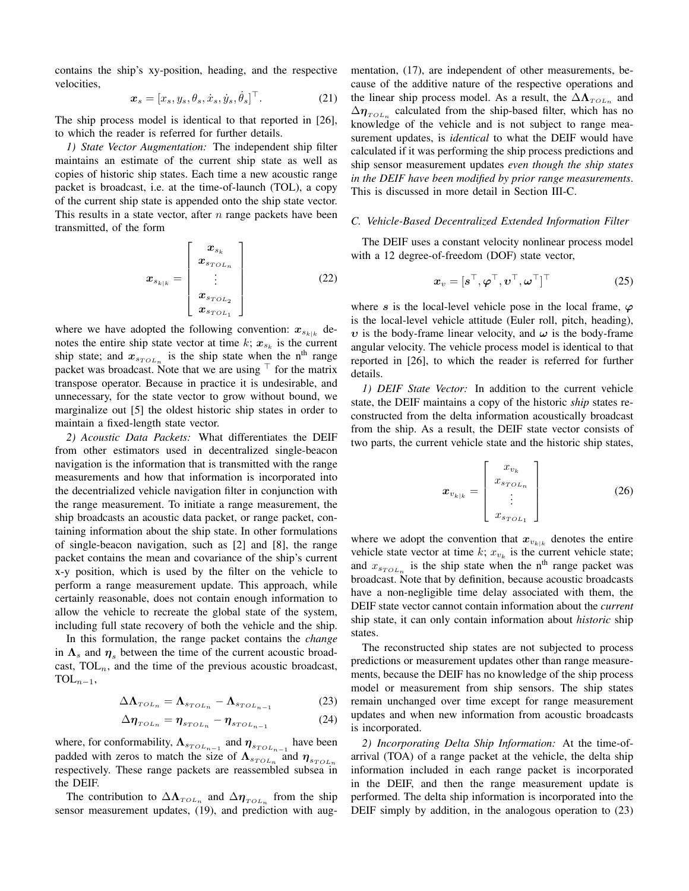contains the ship's xy-position, heading, and the respective velocities,

$$\boldsymbol{x}_s = [x_s, y_s, \theta_s, \dot{x}_s, \dot{y}_s, \dot{\theta}_s]^\top. \tag{21}$$

The ship process model is identical to that reported in [26], to which the reader is referred for further details.

*1) State Vector Augmentation:* The independent ship filter maintains an estimate of the current ship state as well as copies of historic ship states. Each time a new acoustic range packet is broadcast, i.e. at the time-of-launch (TOL), a copy of the current ship state is appended onto the ship state vector. This results in a state vector, after $n$ range packets have been transmitted, of the form

$$\boldsymbol{x}_{s_{k|k}} = \begin{bmatrix} \boldsymbol{x}_{s_k} \\ \boldsymbol{x}_{s_{TOL_n}} \\ \vdots \\ \boldsymbol{x}_{s_{TOL_2}} \\ \boldsymbol{x}_{s_{TOL_1}} \end{bmatrix} \tag{22}$$

where we have adopted the following convention: $\boldsymbol{x}_{s_{k|k}}$ denotes the entire ship state vector at time $k$; $\boldsymbol{x}_{s_k}$ is the current ship state; and $\boldsymbol{x}_{s_{TOL_n}}$ is the ship state when the n[th] range packet was broadcast. Note that we are using $^\top$ for the matrix transpose operator. Because in practice it is undesirable, and unnecessary, for the state vector to grow without bound, we marginalize out [5] the oldest historic ship states in order to maintain a fixed-length state vector.

*2) Acoustic Data Packets:* What differentiates the DEIF from other estimators used in decentralized single-beacon navigation is the information that is transmitted with the range measurements and how that information is incorporated into the decentrialized vehicle navigation filter in conjunction with the range measurement. To initiate a range measurement, the ship broadcasts an acoustic data packet, or range packet, containing information about the ship state. In other formulations of single-beacon navigation, such as [2] and [8], the range packet contains the mean and covariance of the ship's current x-y position, which is used by the filter on the vehicle to perform a range measurement update. This approach, while certainly reasonable, does not contain enough information to allow the vehicle to recreate the global state of the system, including full state recovery of both the vehicle and the ship.

In this formulation, the range packet contains the *change* in $\boldsymbol{\Lambda}_s$ and $\boldsymbol{\eta}_s$ between the time of the current acoustic broadcast, $\text{TOL}_n$, and the time of the previous acoustic broadcast, $\text{TOL}_{n-1}$,

$$\Delta\boldsymbol{\Lambda}_{TOL_n} = \boldsymbol{\Lambda}_{s_{TOL_n}} - \boldsymbol{\Lambda}_{s_{TOL_{n-1}}} \tag{23}$$

$$\Delta\boldsymbol{\eta}_{TOL_n} = \boldsymbol{\eta}_{s_{TOL_n}} - \boldsymbol{\eta}_{s_{TOL_{n-1}}} \tag{24}$$

where, for conformability, $\boldsymbol{\Lambda}_{s_{TOL_{n-1}}}$ and $\boldsymbol{\eta}_{s_{TOL_{n-1}}}$ have been padded with zeros to match the size of $\boldsymbol{\Lambda}_{s_{TOL_n}}$ and $\boldsymbol{\eta}_{s_{TOL_n}}$ respectively. These range packets are reassembled subsea in the DEIF.

The contribution to $\Delta\boldsymbol{\Lambda}_{TOL_n}$ and $\Delta\boldsymbol{\eta}_{TOL_n}$ from the ship sensor measurement updates, (19), and prediction with augmentation, (17), are independent of other measurements, because of the additive nature of the respective operations and the linear ship process model. As a result, the $\Delta\boldsymbol{\Lambda}_{TOL_n}$ and $\Delta\boldsymbol{\eta}_{TOL_n}$ calculated from the ship-based filter, which has no knowledge of the vehicle and is not subject to range measurement updates, is *identical* to what the DEIF would have calculated if it was performing the ship process predictions and ship sensor measurement updates *even though the ship states in the DEIF have been modified by prior range measurements*. This is discussed in more detail in Section III-C.

### C. Vehicle-Based Decentralized Extended Information Filter

The DEIF uses a constant velocity nonlinear process model with a 12 degree-of-freedom (DOF) state vector,

$$\boldsymbol{x}_v = [\boldsymbol{s}^\top, \boldsymbol{\varphi}^\top, \boldsymbol{\upsilon}^\top, \boldsymbol{\omega}^\top]^\top \tag{25}$$

where $\boldsymbol{s}$ is the local-level vehicle pose in the local frame, $\boldsymbol{\varphi}$ is the local-level vehicle attitude (Euler roll, pitch, heading), $\boldsymbol{\upsilon}$ is the body-frame linear velocity, and $\boldsymbol{\omega}$ is the body-frame angular velocity. The vehicle process model is identical to that reported in [26], to which the reader is referred for further details.

*1) DEIF State Vector:* In addition to the current vehicle state, the DEIF maintains a copy of the historic *ship* states reconstructed from the delta information acoustically broadcast from the ship. As a result, the DEIF state vector consists of two parts, the current vehicle state and the historic ship states,

$$\boldsymbol{x}_{v_{k|k}} = \begin{bmatrix} x_{v_k} \\ x_{s_{TOL_n}} \\ \vdots \\ x_{s_{TOL_1}} \end{bmatrix} \tag{26}$$

where we adopt the convention that $\boldsymbol{x}_{v_{k|k}}$ denotes the entire vehicle state vector at time $k$; $x_{v_k}$ is the current vehicle state; and $x_{s_{TOL_n}}$ is the ship state when the n[th] range packet was broadcast. Note that by definition, because acoustic broadcasts have a non-negligible time delay associated with them, the DEIF state vector cannot contain information about the *current* ship state, it can only contain information about *historic* ship states.

The reconstructed ship states are not subjected to process predictions or measurement updates other than range measurements, because the DEIF has no knowledge of the ship process model or measurement from ship sensors. The ship states remain unchanged over time except for range measurement updates and when new information from acoustic broadcasts is incorporated.

*2) Incorporating Delta Ship Information:* At the time-of-arrival (TOA) of a range packet at the vehicle, the delta ship information included in each range packet is incorporated in the DEIF, and then the range measurement update is performed. The delta ship information is incorporated into the DEIF simply by addition, in the analogous operation to (23)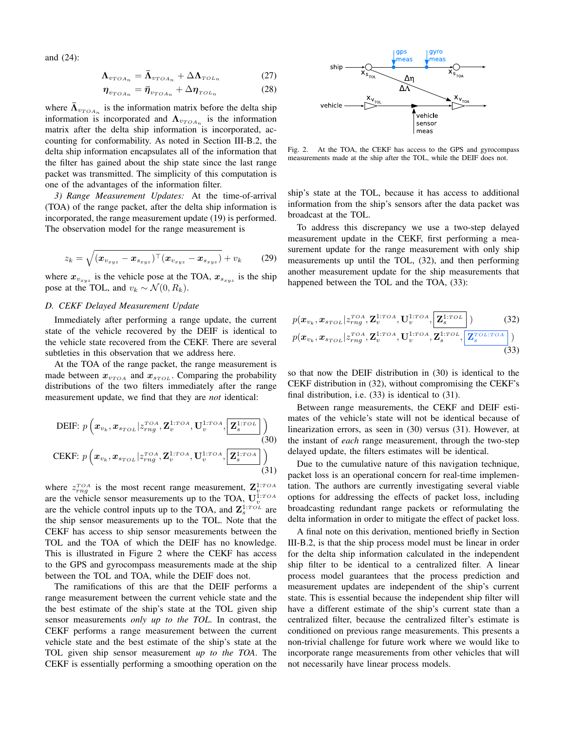and (24):

$$\boldsymbol{\Lambda}_{v_{TOA_n}} = \bar{\boldsymbol{\Lambda}}_{v_{TOA_n}} + \Delta\boldsymbol{\Lambda}_{TOL_n} \tag{27}$$

$$\boldsymbol{\eta}_{v_{TOA_n}} = \bar{\boldsymbol{\eta}}_{v_{TOA_n}} + \Delta\boldsymbol{\eta}_{TOL_n} \tag{28}$$

where $\bar{\boldsymbol{\Lambda}}_{v_{TOA_n}}$ is the information matrix before the delta ship information is incorporated and $\boldsymbol{\Lambda}_{v_{TOA_n}}$ is the information matrix after the delta ship information is incorporated, accounting for conformability. As noted in Section III-B.2, the delta ship information encapsulates all of the information that the filter has gained about the ship state since the last range packet was transmitted. The simplicity of this computation is one of the advantages of the information filter.

*3) Range Measurement Updates:* At the time-of-arrival (TOA) of the range packet, after the delta ship information is incorporated, the range measurement update (19) is performed. The observation model for the range measurement is

$$z_k = \sqrt{(\boldsymbol{x}_{v_{xyz}} - \boldsymbol{x}_{s_{xyz}})^\top(\boldsymbol{x}_{v_{xyz}} - \boldsymbol{x}_{s_{xyz}})} + v_k \tag{29}$$

where $\boldsymbol{x}_{v_{xyz}}$ is the vehicle pose at the TOA, $\boldsymbol{x}_{s_{xyz}}$ is the ship pose at the TOL, and $v_k \sim \mathcal{N}(0, R_k)$.

### D. CEKF Delayed Measurement Update

Immediately after performing a range update, the current state of the vehicle recovered by the DEIF is identical to the vehicle state recovered from the CEKF. There are several subtleties in this observation that we address here.

At the TOA of the range packet, the range measurement is made between $\boldsymbol{x}_{v_{TOA}}$ and $\boldsymbol{x}_{s_{TOL}}$. Comparing the probability distributions of the two filters immediately after the range measurement update, we find that they are *not* identical:

$$\text{DEIF: } p\left(\boldsymbol{x}_{v_k}, \boldsymbol{x}_{s_{TOL}} | z_{rng}^{TOA}, \mathbf{Z}_v^{1:TOA}, \mathbf{U}_v^{1:TOA}, \boxed{\mathbf{Z}_s^{1:TOL}}\right) \tag{30}$$

$$\text{CEKF: } p\left(\boldsymbol{x}_{v_k}, \boldsymbol{x}_{s_{TOL}} | z_{rng}^{TOA}, \mathbf{Z}_v^{1:TOA}, \mathbf{U}_v^{1:TOA}, \boxed{\mathbf{Z}_s^{1:TOA}}\right) \tag{31}$$

where $z_{rng}^{TOA}$ is the most recent range measurement, $\mathbf{Z}_v^{1:TOA}$ are the vehicle sensor measurements up to the TOA, $\mathbf{U}_v^{1:TOA}$ are the vehicle control inputs up to the TOA, and $\mathbf{Z}_s^{1:TOL}$ are the ship sensor measurements up to the TOL. Note that the CEKF has access to ship sensor measurements between the TOL and the TOA of which the DEIF has no knowledge. This is illustrated in Figure 2 where the CEKF has access to the GPS and gyrocompass measurements made at the ship between the TOL and TOA, while the DEIF does not.

The ramifications of this are that the DEIF performs a range measurement between the current vehicle state and the the best estimate of the ship's state at the TOL given ship sensor measurements *only up to the TOL*. In contrast, the CEKF performs a range measurement between the current vehicle state and the best estimate of the ship's state at the TOL given ship sensor measurement *up to the TOA*. The CEKF is essentially performing a smoothing operation on the ship's state at the TOL, because it has access to additional information from the ship's sensors after the data packet was broadcast at the TOL.

Fig. 2. At the TOA, the CEKF has access to the GPS and gyrocompass measurements made at the ship after the TOL, while the DEIF does not.

To address this discrepancy we use a two-step delayed measurement update in the CEKF, first performing a measurement update for the range measurement with only ship measurements up until the TOL, (32), and then performing another measurement update for the ship measurements that happened between the TOL and the TOA, (33):

$$p(\boldsymbol{x}_{v_k}, \boldsymbol{x}_{s_{TOL}} | z_{rng}^{TOA}, \mathbf{Z}_v^{1:TOA}, \mathbf{U}_v^{1:TOA}, \boxed{\mathbf{Z}_s^{1:TOL}}) \tag{32}$$

$$p(\boldsymbol{x}_{v_k}, \boldsymbol{x}_{s_{TOL}} | z_{rng}^{TOA}, \mathbf{Z}_v^{1:TOA}, \mathbf{U}_v^{1:TOA}, \mathbf{Z}_s^{1:TOL}, \boxed{\mathbf{Z}_s^{TOL:TOA}}) \tag{33}$$

so that now the DEIF distribution in (30) is identical to the CEKF distribution in (32), without compromising the CEKF's final distribution, i.e. (33) is identical to (31).

Between range measurements, the CEKF and DEIF estimates of the vehicle's state will not be identical because of linearization errors, as seen in (30) versus (31). However, at the instant of *each* range measurement, through the two-step delayed update, the filters estimates will be identical.

Due to the cumulative nature of this navigation technique, packet loss is an operational concern for real-time implementation. The authors are currently investigating several viable options for addressing the effects of packet loss, including broadcasting redundant range packets or reformulating the delta information in order to mitigate the effect of packet loss.

A final note on this derivation, mentioned briefly in Section III-B.2, is that the ship process model must be linear in order for the delta ship information calculated in the independent ship filter to be identical to a centralized filter. A linear process model guarantees that the process prediction and measurement updates are independent of the ship's current state. This is essential because the independent ship filter will have a different estimate of the ship's current state than a centralized filter, because the centralized filter's estimate is conditioned on previous range measurements. This presents a non-trivial challenge for future work where we would like to incorporate range measurements from other vehicles that will not necessarily have linear process models.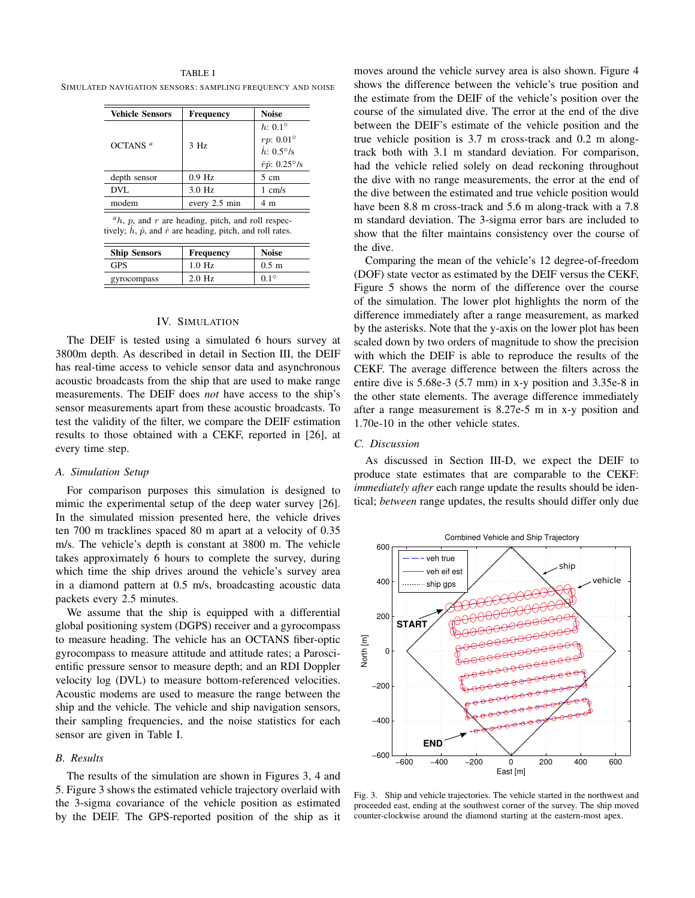TABLE I

SIMULATED NAVIGATION SENSORS: SAMPLING FREQUENCY AND NOISE

| Vehicle Sensors | Frequency | Noise |
|---|---|---|
| OCTANS [a] | 3 Hz | $h$: 0.1° <br> $rp$: 0.01° <br> $\dot{h}$: 0.5°/s <br> $\dot{r}\dot{p}$: 0.25°/s |
| depth sensor | 0.9 Hz | 5 cm |
| DVL | 3.0 Hz | 1 cm/s |
| modem | every 2.5 min | 4 m |

[a] $h$, $p$, and $r$ are heading, pitch, and roll respectively; $\dot{h}$, $\dot{p}$, and $\dot{r}$ are heading, pitch, and roll rates.

| Ship Sensors | Frequency | Noise |
|---|---|---|
| GPS | 1.0 Hz | 0.5 m |
| gyrocompass | 2.0 Hz | 0.1° |

## IV. SIMULATION

The DEIF is tested using a simulated 6 hours survey at 3800m depth. As described in detail in Section III, the DEIF has real-time access to vehicle sensor data and asynchronous acoustic broadcasts from the ship that are used to make range measurements. The DEIF does *not* have access to the ship's sensor measurements apart from these acoustic broadcasts. To test the validity of the filter, we compare the DEIF estimation results to those obtained with a CEKF, reported in [26], at every time step.

### A. Simulation Setup

For comparison purposes this simulation is designed to mimic the experimental setup of the deep water survey [26]. In the simulated mission presented here, the vehicle drives ten 700 m tracklines spaced 80 m apart at a velocity of 0.35 m/s. The vehicle's depth is constant at 3800 m. The vehicle takes approximately 6 hours to complete the survey, during which time the ship drives around the vehicle's survey area in a diamond pattern at 0.5 m/s, broadcasting acoustic data packets every 2.5 minutes.

We assume that the ship is equipped with a differential global positioning system (DGPS) receiver and a gyrocompass to measure heading. The vehicle has an OCTANS fiber-optic gyrocompass to measure attitude and attitude rates; a Paroscientific pressure sensor to measure depth; and an RDI Doppler velocity log (DVL) to measure bottom-referenced velocities. Acoustic modems are used to measure the range between the ship and the vehicle. The vehicle and ship navigation sensors, their sampling frequencies, and the noise statistics for each sensor are given in Table I.

### B. Results

The results of the simulation are shown in Figures 3, 4 and 5. Figure 3 shows the estimated vehicle trajectory overlaid with the 3-sigma covariance of the vehicle position as estimated by the DEIF. The GPS-reported position of the ship as it moves around the vehicle survey area is also shown. Figure 4 shows the difference between the vehicle's true position and the estimate from the DEIF of the vehicle's position over the course of the simulated dive. The error at the end of the dive between the DEIF's estimate of the vehicle position and the true vehicle position is 3.7 m cross-track and 0.2 m along-track both with 3.1 m standard deviation. For comparison, had the vehicle relied solely on dead reckoning throughout the dive with no range measurements, the error at the end of the dive between the estimated and true vehicle position would have been 8.8 m cross-track and 5.6 m along-track with a 7.8 m standard deviation. The 3-sigma error bars are included to show that the filter maintains consistency over the course of the dive.

Comparing the mean of the vehicle's 12 degree-of-freedom (DOF) state vector as estimated by the DEIF versus the CEKF, Figure 5 shows the norm of the difference over the course of the simulation. The lower plot highlights the norm of the difference immediately after a range measurement, as marked by the asterisks. Note that the y-axis on the lower plot has been scaled down by two orders of magnitude to show the precision with which the DEIF is able to reproduce the results of the CEKF. The average difference between the filters across the entire dive is 5.68e-3 (5.7 mm) in x-y position and 3.35e-8 in the other state elements. The average difference immediately after a range measurement is 8.27e-5 m in x-y position and 1.70e-10 in the other vehicle states.

### C. Discussion

As discussed in Section III-D, we expect the DEIF to produce state estimates that are comparable to the CEKF: *immediately after* each range update the results should be identical; *between* range updates, the results should differ only due

Fig. 3. Ship and vehicle trajectories. The vehicle started in the northwest and proceeded east, ending at the southwest corner of the survey. The ship moved counter-clockwise around the diamond starting at the eastern-most apex.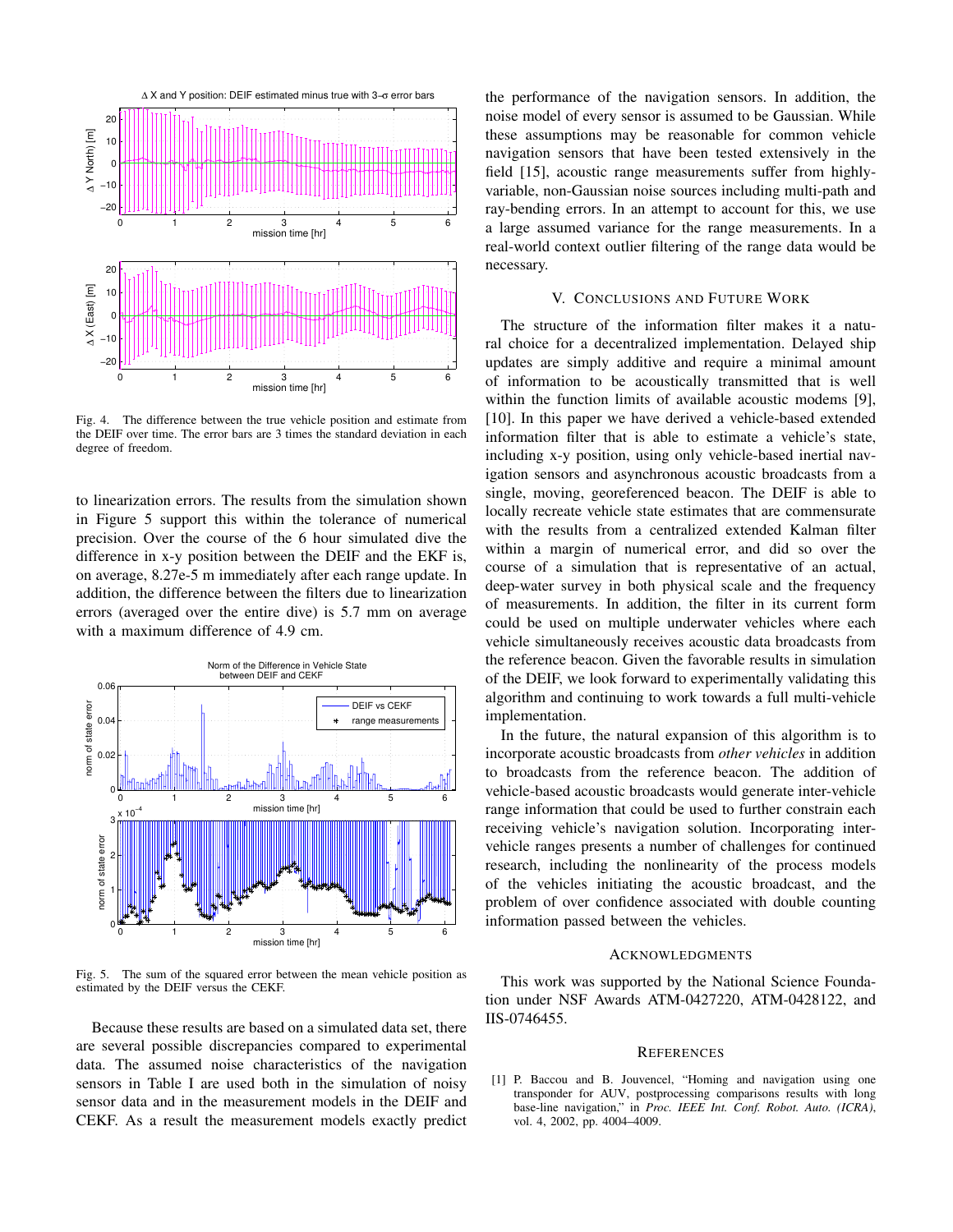Fig. 4. The difference between the true vehicle position and estimate from the DEIF over time. The error bars are 3 times the standard deviation in each degree of freedom.

to linearization errors. The results from the simulation shown in Figure 5 support this within the tolerance of numerical precision. Over the course of the 6 hour simulated dive the difference in x-y position between the DEIF and the EKF is, on average, 8.27e-5 m immediately after each range update. In addition, the difference between the filters due to linearization errors (averaged over the entire dive) is 5.7 mm on average with a maximum difference of 4.9 cm.

Fig. 5. The sum of the squared error between the mean vehicle position as estimated by the DEIF versus the CEKF.

Because these results are based on a simulated data set, there are several possible discrepancies compared to experimental data. The assumed noise characteristics of the navigation sensors in Table I are used both in the simulation of noisy sensor data and in the measurement models in the DEIF and CEKF. As a result the measurement models exactly predict the performance of the navigation sensors. In addition, the noise model of every sensor is assumed to be Gaussian. While these assumptions may be reasonable for common vehicle navigation sensors that have been tested extensively in the field [15], acoustic range measurements suffer from highly-variable, non-Gaussian noise sources including multi-path and ray-bending errors. In an attempt to account for this, we use a large assumed variance for the range measurements. In a real-world context outlier filtering of the range data would be necessary.

## V. Conclusions and Future Work

The structure of the information filter makes it a natural choice for a decentralized implementation. Delayed ship updates are simply additive and require a minimal amount of information to be acoustically transmitted that is well within the function limits of available acoustic modems [9], [10]. In this paper we have derived a vehicle-based extended information filter that is able to estimate a vehicle's state, including x-y position, using only vehicle-based inertial navigation sensors and asynchronous acoustic broadcasts from a single, moving, georeferenced beacon. The DEIF is able to locally recreate vehicle state estimates that are commensurate with the results from a centralized extended Kalman filter within a margin of numerical error, and did so over the course of a simulation that is representative of an actual, deep-water survey in both physical scale and the frequency of measurements. In addition, the filter in its current form could be used on multiple underwater vehicles where each vehicle simultaneously receives acoustic data broadcasts from the reference beacon. Given the favorable results in simulation of the DEIF, we look forward to experimentally validating this algorithm and continuing to work towards a full multi-vehicle implementation.

In the future, the natural expansion of this algorithm is to incorporate acoustic broadcasts from *other vehicles* in addition to broadcasts from the reference beacon. The addition of vehicle-based acoustic broadcasts would generate inter-vehicle range information that could be used to further constrain each receiving vehicle's navigation solution. Incorporating inter-vehicle ranges presents a number of challenges for continued research, including the nonlinearity of the process models of the vehicles initiating the acoustic broadcast, and the problem of over confidence associated with double counting information passed between the vehicles.

## Acknowledgments

This work was supported by the National Science Foundation under NSF Awards ATM-0427220, ATM-0428122, and IIS-0746455.

## References

[1] P. Baccou and B. Jouvencel, "Homing and navigation using one transponder for AUV, postprocessing comparisons results with long base-line navigation," in *Proc. IEEE Int. Conf. Robot. Auto. (ICRA)*, vol. 4, 2002, pp. 4004–4009.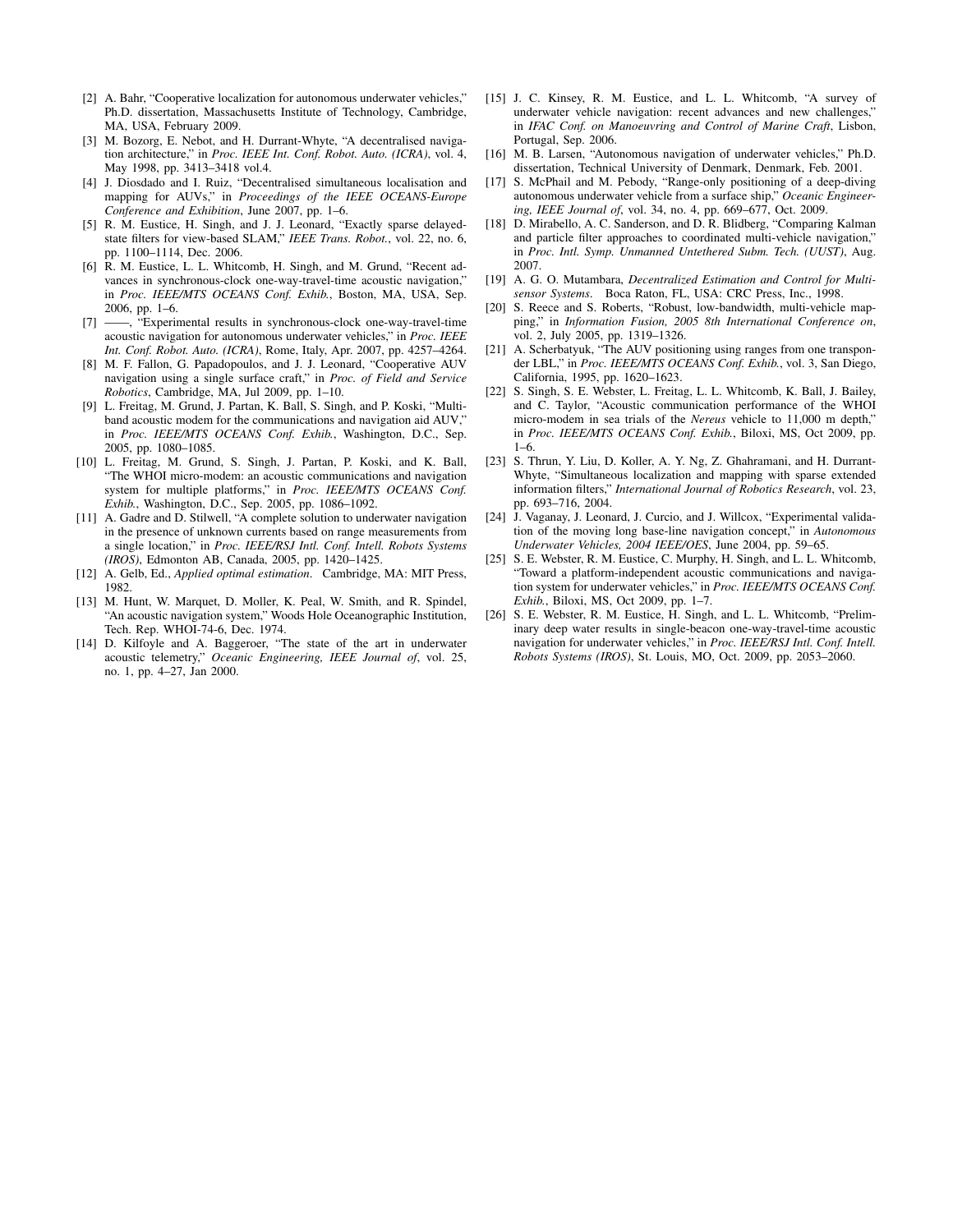[2] A. Bahr, “Cooperative localization for autonomous underwater vehicles,” Ph.D. dissertation, Massachusetts Institute of Technology, Cambridge, MA, USA, February 2009.

[3] M. Bozorg, E. Nebot, and H. Durrant-Whyte, “A decentralised navigation architecture,” in *Proc. IEEE Int. Conf. Robot. Auto. (ICRA)*, vol. 4, May 1998, pp. 3413–3418 vol.4.

[4] J. Diosdado and I. Ruiz, “Decentralised simultaneous localisation and mapping for AUVs,” in *Proceedings of the IEEE OCEANS-Europe Conference and Exhibition*, June 2007, pp. 1–6.

[5] R. M. Eustice, H. Singh, and J. J. Leonard, “Exactly sparse delayed-state filters for view-based SLAM,” *IEEE Trans. Robot.*, vol. 22, no. 6, pp. 1100–1114, Dec. 2006.

[6] R. M. Eustice, L. L. Whitcomb, H. Singh, and M. Grund, “Recent advances in synchronous-clock one-way-travel-time acoustic navigation,” in *Proc. IEEE/MTS OCEANS Conf. Exhib.*, Boston, MA, USA, Sep. 2006, pp. 1–6.

[7] ——, “Experimental results in synchronous-clock one-way-travel-time acoustic navigation for autonomous underwater vehicles,” in *Proc. IEEE Int. Conf. Robot. Auto. (ICRA)*, Rome, Italy, Apr. 2007, pp. 4257–4264.

[8] M. F. Fallon, G. Papadopoulos, and J. J. Leonard, “Cooperative AUV navigation using a single surface craft,” in *Proc. of Field and Service Robotics*, Cambridge, MA, Jul 2009, pp. 1–10.

[9] L. Freitag, M. Grund, J. Partan, K. Ball, S. Singh, and P. Koski, “Multi-band acoustic modem for the communications and navigation aid AUV,” in *Proc. IEEE/MTS OCEANS Conf. Exhib.*, Washington, D.C., Sep. 2005, pp. 1080–1085.

[10] L. Freitag, M. Grund, S. Singh, J. Partan, P. Koski, and K. Ball, “The WHOI micro-modem: an acoustic communications and navigation system for multiple platforms,” in *Proc. IEEE/MTS OCEANS Conf. Exhib.*, Washington, D.C., Sep. 2005, pp. 1086–1092.

[11] A. Gadre and D. Stilwell, “A complete solution to underwater navigation in the presence of unknown currents based on range measurements from a single location,” in *Proc. IEEE/RSJ Intl. Conf. Intell. Robots Systems (IROS)*, Edmonton AB, Canada, 2005, pp. 1420–1425.

[12] A. Gelb, Ed., *Applied optimal estimation*. Cambridge, MA: MIT Press, 1982.

[13] M. Hunt, W. Marquet, D. Moller, K. Peal, W. Smith, and R. Spindel, “An acoustic navigation system,” Woods Hole Oceanographic Institution, Tech. Rep. WHOI-74-6, Dec. 1974.

[14] D. Kilfoyle and A. Baggeroer, “The state of the art in underwater acoustic telemetry,” *Oceanic Engineering, IEEE Journal of*, vol. 25, no. 1, pp. 4–27, Jan 2000.

[15] J. C. Kinsey, R. M. Eustice, and L. L. Whitcomb, “A survey of underwater vehicle navigation: recent advances and new challenges,” in *IFAC Conf. on Manoeuvring and Control of Marine Craft*, Lisbon, Portugal, Sep. 2006.

[16] M. B. Larsen, “Autonomous navigation of underwater vehicles,” Ph.D. dissertation, Technical University of Denmark, Denmark, Feb. 2001.

[17] S. McPhail and M. Pebody, “Range-only positioning of a deep-diving autonomous underwater vehicle from a surface ship,” *Oceanic Engineering, IEEE Journal of*, vol. 34, no. 4, pp. 669–677, Oct. 2009.

[18] D. Mirabello, A. C. Sanderson, and D. R. Blidberg, “Comparing Kalman and particle filter approaches to coordinated multi-vehicle navigation,” in *Proc. Intl. Symp. Unmanned Untethered Subm. Tech. (UUST)*, Aug. 2007.

[19] A. G. O. Mutambara, *Decentralized Estimation and Control for Multisensor Systems*. Boca Raton, FL, USA: CRC Press, Inc., 1998.

[20] S. Reece and S. Roberts, “Robust, low-bandwidth, multi-vehicle mapping,” in *Information Fusion, 2005 8th International Conference on*, vol. 2, July 2005, pp. 1319–1326.

[21] A. Scherbatyuk, “The AUV positioning using ranges from one transponder LBL,” in *Proc. IEEE/MTS OCEANS Conf. Exhib.*, vol. 3, San Diego, California, 1995, pp. 1620–1623.

[22] S. Singh, S. E. Webster, L. Freitag, L. L. Whitcomb, K. Ball, J. Bailey, and C. Taylor, “Acoustic communication performance of the WHOI micro-modem in sea trials of the *Nereus* vehicle to 11,000 m depth,” in *Proc. IEEE/MTS OCEANS Conf. Exhib.*, Biloxi, MS, Oct 2009, pp. 1–6.

[23] S. Thrun, Y. Liu, D. Koller, A. Y. Ng, Z. Ghahramani, and H. Durrant-Whyte, “Simultaneous localization and mapping with sparse extended information filters,” *International Journal of Robotics Research*, vol. 23, pp. 693–716, 2004.

[24] J. Vaganay, J. Leonard, J. Curcio, and J. Willcox, “Experimental validation of the moving long base-line navigation concept,” in *Autonomous Underwater Vehicles, 2004 IEEE/OES*, June 2004, pp. 59–65.

[25] S. E. Webster, R. M. Eustice, C. Murphy, H. Singh, and L. L. Whitcomb, “Toward a platform-independent acoustic communications and navigation system for underwater vehicles,” in *Proc. IEEE/MTS OCEANS Conf. Exhib.*, Biloxi, MS, Oct 2009, pp. 1–7.

[26] S. E. Webster, R. M. Eustice, H. Singh, and L. L. Whitcomb, “Preliminary deep water results in single-beacon one-way-travel-time acoustic navigation for underwater vehicles,” in *Proc. IEEE/RSJ Intl. Conf. Intell. Robots Systems (IROS)*, St. Louis, MO, Oct. 2009, pp. 2053–2060.